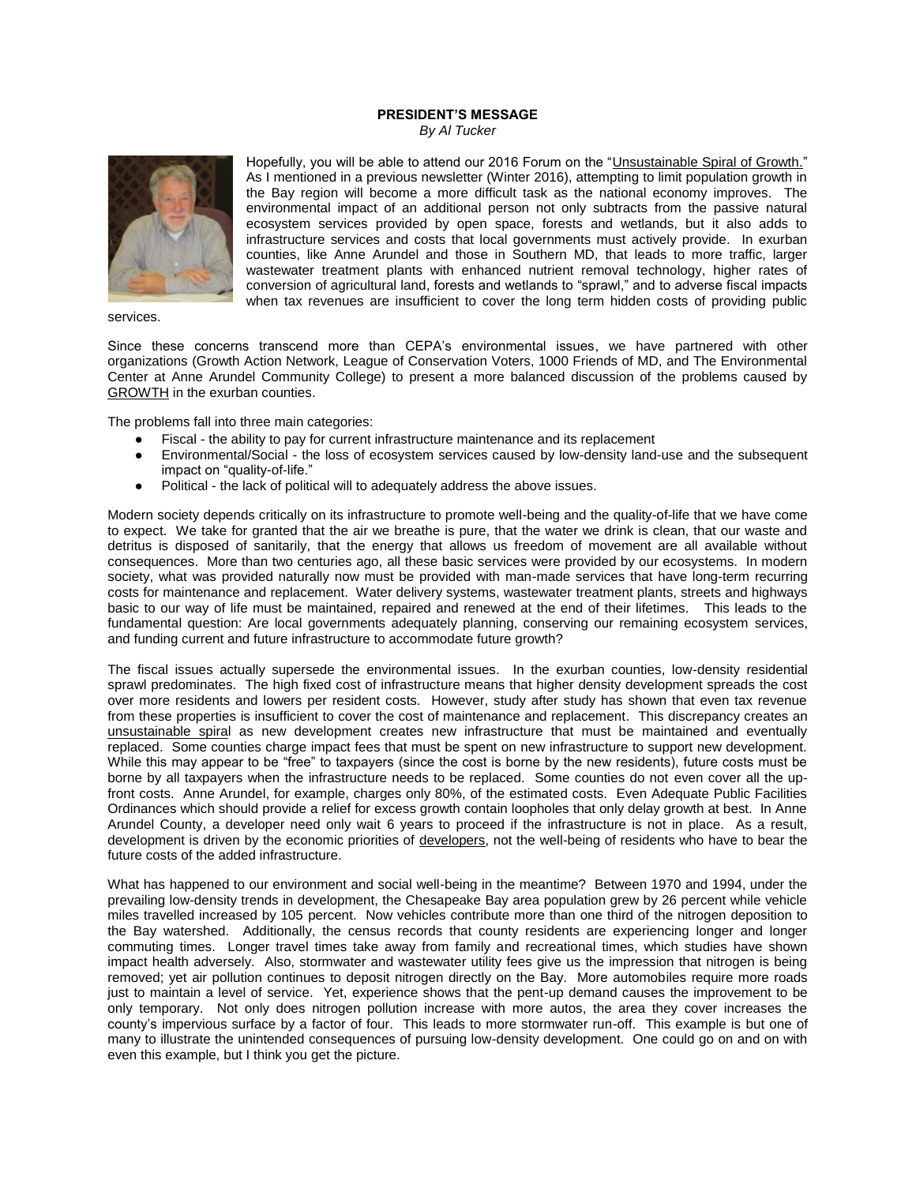**PRESIDENT'S MESSAGE**

*By Al Tucker*

Hopefully, you will be able to attend our 2016 Forum on the "Unsustainable Spiral of Growth." As I mentioned in a previous newsletter (Winter 2016), attempting to limit population growth in the Bay region will become a more difficult task as the national economy improves. The environmental impact of an additional person not only subtracts from the passive natural ecosystem services provided by open space, forests and wetlands, but it also adds to infrastructure services and costs that local governments must actively provide. In exurban counties, like Anne Arundel and those in Southern MD, that leads to more traffic, larger wastewater treatment plants with enhanced nutrient removal technology, higher rates of conversion of agricultural land, forests and wetlands to "sprawl," and to adverse fiscal impacts when tax revenues are insufficient to cover the long term hidden costs of providing public services.

Since these concerns transcend more than CEPA's environmental issues, we have partnered with other organizations (Growth Action Network, League of Conservation Voters, 1000 Friends of MD, and The Environmental Center at Anne Arundel Community College) to present a more balanced discussion of the problems caused by GROWTH in the exurban counties.

The problems fall into three main categories:

- Fiscal - the ability to pay for current infrastructure maintenance and its replacement
- Environmental/Social - the loss of ecosystem services caused by low-density land-use and the subsequent impact on "quality-of-life."
- Political - the lack of political will to adequately address the above issues.

Modern society depends critically on its infrastructure to promote well-being and the quality-of-life that we have come to expect. We take for granted that the air we breathe is pure, that the water we drink is clean, that our waste and detritus is disposed of sanitarily, that the energy that allows us freedom of movement are all available without consequences. More than two centuries ago, all these basic services were provided by our ecosystems. In modern society, what was provided naturally now must be provided with man-made services that have long-term recurring costs for maintenance and replacement. Water delivery systems, wastewater treatment plants, streets and highways basic to our way of life must be maintained, repaired and renewed at the end of their lifetimes. This leads to the fundamental question: Are local governments adequately planning, conserving our remaining ecosystem services, and funding current and future infrastructure to accommodate future growth?

The fiscal issues actually supersede the environmental issues. In the exurban counties, low-density residential sprawl predominates. The high fixed cost of infrastructure means that higher density development spreads the cost over more residents and lowers per resident costs. However, study after study has shown that even tax revenue from these properties is insufficient to cover the cost of maintenance and replacement. This discrepancy creates an unsustainable spiral as new development creates new infrastructure that must be maintained and eventually replaced. Some counties charge impact fees that must be spent on new infrastructure to support new development. While this may appear to be "free" to taxpayers (since the cost is borne by the new residents), future costs must be borne by all taxpayers when the infrastructure needs to be replaced. Some counties do not even cover all the up-front costs. Anne Arundel, for example, charges only 80%, of the estimated costs. Even Adequate Public Facilities Ordinances which should provide a relief for excess growth contain loopholes that only delay growth at best. In Anne Arundel County, a developer need only wait 6 years to proceed if the infrastructure is not in place. As a result, development is driven by the economic priorities of developers, not the well-being of residents who have to bear the future costs of the added infrastructure.

What has happened to our environment and social well-being in the meantime? Between 1970 and 1994, under the prevailing low-density trends in development, the Chesapeake Bay area population grew by 26 percent while vehicle miles travelled increased by 105 percent. Now vehicles contribute more than one third of the nitrogen deposition to the Bay watershed. Additionally, the census records that county residents are experiencing longer and longer commuting times. Longer travel times take away from family and recreational times, which studies have shown impact health adversely. Also, stormwater and wastewater utility fees give us the impression that nitrogen is being removed; yet air pollution continues to deposit nitrogen directly on the Bay. More automobiles require more roads just to maintain a level of service. Yet, experience shows that the pent-up demand causes the improvement to be only temporary. Not only does nitrogen pollution increase with more autos, the area they cover increases the county's impervious surface by a factor of four. This leads to more stormwater run-off. This example is but one of many to illustrate the unintended consequences of pursuing low-density development. One could go on and on with even this example, but I think you get the picture.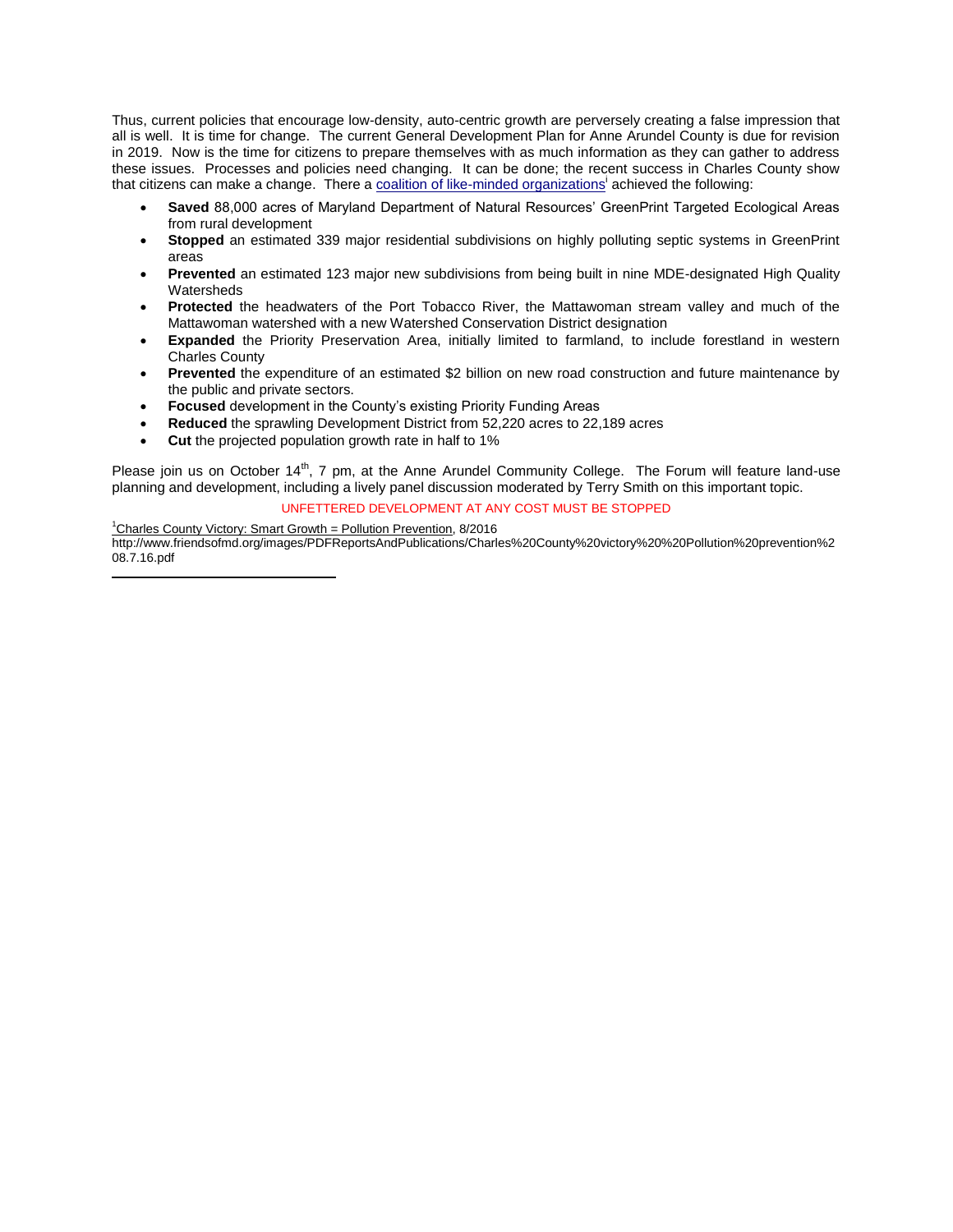Thus, current policies that encourage low-density, auto-centric growth are perversely creating a false impression that all is well. It is time for change. The current General Development Plan for Anne Arundel County is due for revision in 2019. Now is the time for citizens to prepare themselves with as much information as they can gather to address these issues. Processes and policies need changing. It can be done; the recent success in Charles County show that citizens can make a change. There a coalition of like-minded organizations[i] achieved the following:

- **Saved** 88,000 acres of Maryland Department of Natural Resources' GreenPrint Targeted Ecological Areas from rural development
- **Stopped** an estimated 339 major residential subdivisions on highly polluting septic systems in GreenPrint areas
- **Prevented** an estimated 123 major new subdivisions from being built in nine MDE-designated High Quality Watersheds
- **Protected** the headwaters of the Port Tobacco River, the Mattawoman stream valley and much of the Mattawoman watershed with a new Watershed Conservation District designation
- **Expanded** the Priority Preservation Area, initially limited to farmland, to include forestland in western Charles County
- **Prevented** the expenditure of an estimated $2 billion on new road construction and future maintenance by the public and private sectors.
- **Focused** development in the County's existing Priority Funding Areas
- **Reduced** the sprawling Development District from 52,220 acres to 22,189 acres
- **Cut** the projected population growth rate in half to 1%

Please join us on October 14th, 7 pm, at the Anne Arundel Community College. The Forum will feature land-use planning and development, including a lively panel discussion moderated by Terry Smith on this important topic.

UNFETTERED DEVELOPMENT AT ANY COST MUST BE STOPPED

[1]Charles County Victory: Smart Growth = Pollution Prevention, 8/2016
http://www.friendsofmd.org/images/PDFReportsAndPublications/Charles%20County%20victory%20%20Pollution%20prevention%208.7.16.pdf